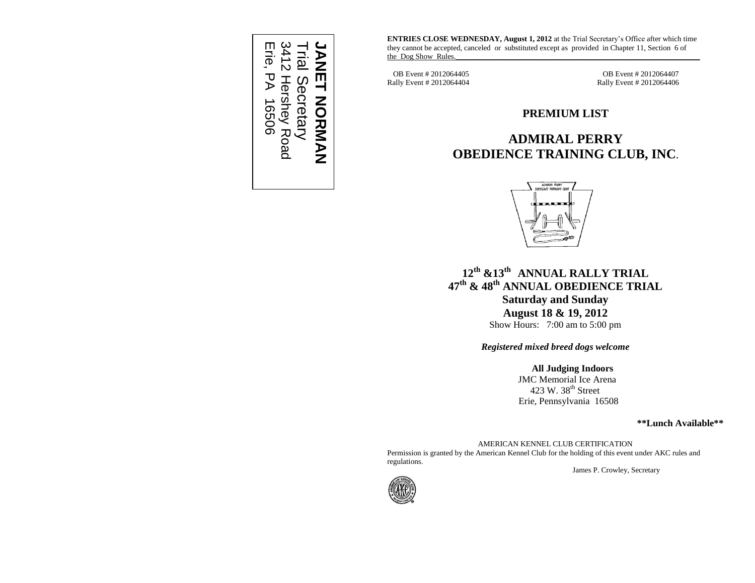JANET NORMAN
Trial Secretary
3412 Hershey Road
Erie, PA 16506

**ENTRIES CLOSE WEDNESDAY, August 1, 2012** at the Trial Secretary's Office after which time they cannot be accepted, canceled or substituted except as provided in Chapter 11, Section 6 of the Dog Show Rules.

OB Event # 2012064405
Rally Event # 2012064404

OB Event # 2012064407
Rally Event # 2012064406

## PREMIUM LIST

# ADMIRAL PERRY OBEDIENCE TRAINING CLUB, INC.

**12th &13th ANNUAL RALLY TRIAL**
**47th & 48th ANNUAL OBEDIENCE TRIAL**
**Saturday and Sunday**
**August 18 & 19, 2012**
Show Hours: 7:00 am to 5:00 pm

***Registered mixed breed dogs welcome***

**All Judging Indoors**
JMC Memorial Ice Arena
423 W. 38th Street
Erie, Pennsylvania 16508

**\*\*Lunch Available\*\***

AMERICAN KENNEL CLUB CERTIFICATION
Permission is granted by the American Kennel Club for the holding of this event under AKC rules and regulations.

James P. Crowley, Secretary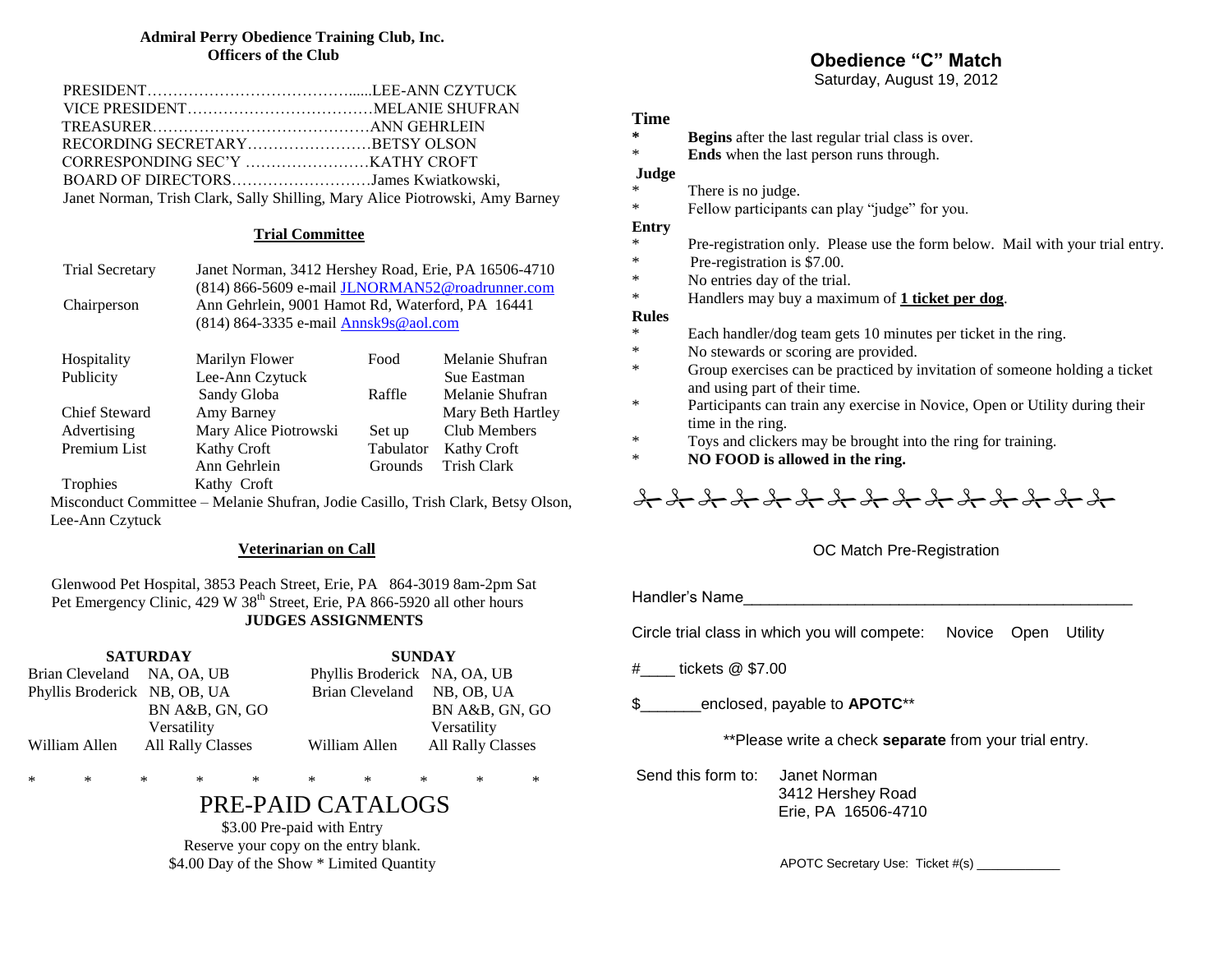**Admiral Perry Obedience Training Club, Inc.**
**Officers of the Club**

PRESIDENT…………………………………......LEE-ANN CZYTUCK
VICE PRESIDENT………………………………MELANIE SHUFRAN
TREASURER……………………………………ANN GEHRLEIN
RECORDING SECRETARY……………………BETSY OLSON
CORRESPONDING SEC'Y ……………………KATHY CROFT
BOARD OF DIRECTORS………………………James Kwiatkowski,
Janet Norman, Trish Clark, Sally Shilling, Mary Alice Piotrowski, Amy Barney

## Trial Committee

| | |
|---|---|
| Trial Secretary | Janet Norman, 3412 Hershey Road, Erie, PA 16506-4710<br>(814) 866-5609 e-mail JLNORMAN52@roadrunner.com |
| Chairperson | Ann Gehrlein, 9001 Hamot Rd, Waterford, PA 16441<br>(814) 864-3335 e-mail Annsk9s@aol.com |

| | | | |
|---|---|---|---|
| Hospitality | Marilyn Flower | Food | Melanie Shufran |
| Publicity | Lee-Ann Czytuck | | Sue Eastman |
| | Sandy Globa | Raffle | Melanie Shufran |
| Chief Steward | Amy Barney | | Mary Beth Hartley |
| Advertising | Mary Alice Piotrowski | Set up | Club Members |
| Premium List | Kathy Croft | Tabulator | Kathy Croft |
| | Ann Gehrlein | Grounds | Trish Clark |
| Trophies | Kathy Croft | | |

Misconduct Committee – Melanie Shufran, Jodie Casillo, Trish Clark, Betsy Olson, Lee-Ann Czytuck

## Veterinarian on Call

Glenwood Pet Hospital, 3853 Peach Street, Erie, PA 864-3019 8am-2pm Sat
Pet Emergency Clinic, 429 W 38th Street, Erie, PA 866-5920 all other hours

## JUDGES ASSIGNMENTS

| SATURDAY | | SUNDAY | |
|---|---|---|---|
| Brian Cleveland | NA, OA, UB | Phyllis Broderick | NA, OA, UB |
| Phyllis Broderick | NB, OB, UA<br>BN A&B, GN, GO<br>Versatility | Brian Cleveland | NB, OB, UA<br>BN A&B, GN, GO<br>Versatility |
| William Allen | All Rally Classes | William Allen | All Rally Classes |

\* \* \* \* \* \* \* \* \* \*

# PRE-PAID CATALOGS

$3.00 Pre-paid with Entry
Reserve your copy on the entry blank.
$4.00 Day of the Show * Limited Quantity

# Obedience "C" Match

Saturday, August 19, 2012

**Time**

- **Begins** after the last regular trial class is over.
- **Ends** when the last person runs through.

**Judge**

- There is no judge.
- Fellow participants can play "judge" for you.

**Entry**

- Pre-registration only. Please use the form below. Mail with your trial entry.
- Pre-registration is $7.00.
- No entries day of the trial.
- Handlers may buy a maximum of **1 ticket per dog**.

**Rules**

- Each handler/dog team gets 10 minutes per ticket in the ring.
- No stewards or scoring are provided.
- Group exercises can be practiced by invitation of someone holding a ticket and using part of their time.
- Participants can train any exercise in Novice, Open or Utility during their time in the ring.
- Toys and clickers may be brought into the ring for training.
- **NO FOOD is allowed in the ring.**

✂ ✂ ✂ ✂ ✂ ✂ ✂ ✂ ✂ ✂ ✂ ✂ ✂ ✂ ✂

OC Match Pre-Registration

Handler's Name_______________________________________________

Circle trial class in which you will compete: Novice Open Utility

#____ tickets @ $7.00

$_______enclosed, payable to **APOTC****

**Please write a check **separate** from your trial entry.

Send this form to: Janet Norman
3412 Hershey Road
Erie, PA 16506-4710

APOTC Secretary Use: Ticket #(s) ____________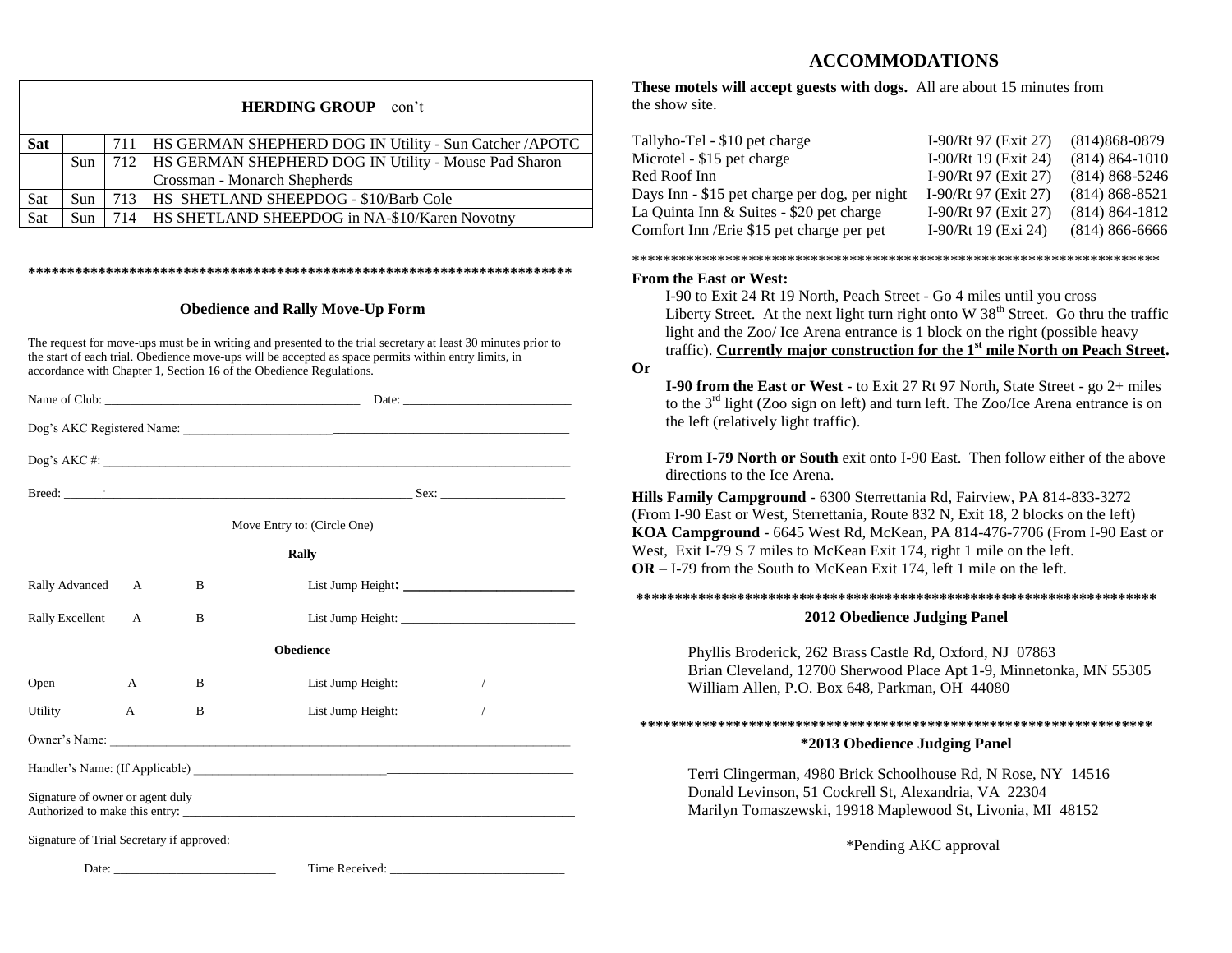| HERDING GROUP – con't | | | |
|---|---|---|---|
| **Sat** | | 711 | HS GERMAN SHEPHERD DOG IN Utility - Sun Catcher /APOTC |
| | Sun | 712 | HS GERMAN SHEPHERD DOG IN Utility - Mouse Pad Sharon Crossman - Monarch Shepherds |
| Sat | Sun | 713 | HS SHETLAND SHEEPDOG - $10/Barb Cole |
| Sat | Sun | 714 | HS SHETLAND SHEEPDOG in NA-$10/Karen Novotny |

**************************************************************************

## Obedience and Rally Move-Up Form

The request for move-ups must be in writing and presented to the trial secretary at least 30 minutes prior to the start of each trial. Obedience move-ups will be accepted as space permits within entry limits, in accordance with Chapter 1, Section 16 of the Obedience Regulations.

Name of Club: ________________________________________ Date: __________________________

Dog's AKC Registered Name: ______________________________________________________________

Dog's AKC #: __________________________________________________________________________

Breed: ______________________________________________________ Sex: ___________________

Move Entry to: (Circle One)

**Rally**

Rally Advanced A B List Jump Height: ________________________

Rally Excellent A B List Jump Height: ___________________________

**Obedience**

Open A B List Jump Height: ____________/_____________

Utility A B List Jump Height: ____________/_____________

Owner's Name: _______________________________________________________________________

Handler's Name: (If Applicable) _______________________________________________________

Signature of owner or agent duly Authorized to make this entry: ______________________________________________

Signature of Trial Secretary if approved:

Date: __________________________ Time Received: ___________________________

## ACCOMMODATIONS

**These motels will accept guests with dogs.** All are about 15 minutes from the show site.

| | | |
|---|---|---|
| Tallyho-Tel - $10 pet charge | I-90/Rt 97 (Exit 27) | (814)868-0879 |
| Microtel - $15 pet charge | I-90/Rt 19 (Exit 24) | (814) 864-1010 |
| Red Roof Inn | I-90/Rt 97 (Exit 27) | (814) 868-5246 |
| Days Inn - $15 pet charge per dog, per night | I-90/Rt 97 (Exit 27) | (814) 868-8521 |
| La Quinta Inn & Suites - $20 pet charge | I-90/Rt 97 (Exit 27) | (814) 864-1812 |
| Comfort Inn /Erie $15 pet charge per pet | I-90/Rt 19 (Exi 24) | (814) 866-6666 |

**********************************************************************

**From the East or West:**

I-90 to Exit 24 Rt 19 North, Peach Street - Go 4 miles until you cross Liberty Street. At the next light turn right onto W 38th Street. Go thru the traffic light and the Zoo/ Ice Arena entrance is 1 block on the right (possible heavy traffic). **Currently major construction for the 1st mile North on Peach Street.**

**Or**

**I-90 from the East or West** - to Exit 27 Rt 97 North, State Street - go 2+ miles to the 3rd light (Zoo sign on left) and turn left. The Zoo/Ice Arena entrance is on the left (relatively light traffic).

**From I-79 North or South** exit onto I-90 East. Then follow either of the above directions to the Ice Arena.

**Hills Family Campground** - 6300 Sterrettania Rd, Fairview, PA 814-833-3272 (From I-90 East or West, Sterrettania, Route 832 N, Exit 18, 2 blocks on the left)
**KOA Campground** - 6645 West Rd, McKean, PA 814-476-7706 (From I-90 East or West, Exit I-79 S 7 miles to McKean Exit 174, right 1 mile on the left.
**OR** – I-79 from the South to McKean Exit 174, left 1 mile on the left.

********************************************************************

### 2012 Obedience Judging Panel

Phyllis Broderick, 262 Brass Castle Rd, Oxford, NJ 07863
Brian Cleveland, 12700 Sherwood Place Apt 1-9, Minnetonka, MN 55305
William Allen, P.O. Box 648, Parkman, OH 44080

********************************************************************

### *2013 Obedience Judging Panel

Terri Clingerman, 4980 Brick Schoolhouse Rd, N Rose, NY 14516
Donald Levinson, 51 Cockrell St, Alexandria, VA 22304
Marilyn Tomaszewski, 19918 Maplewood St, Livonia, MI 48152

*Pending AKC approval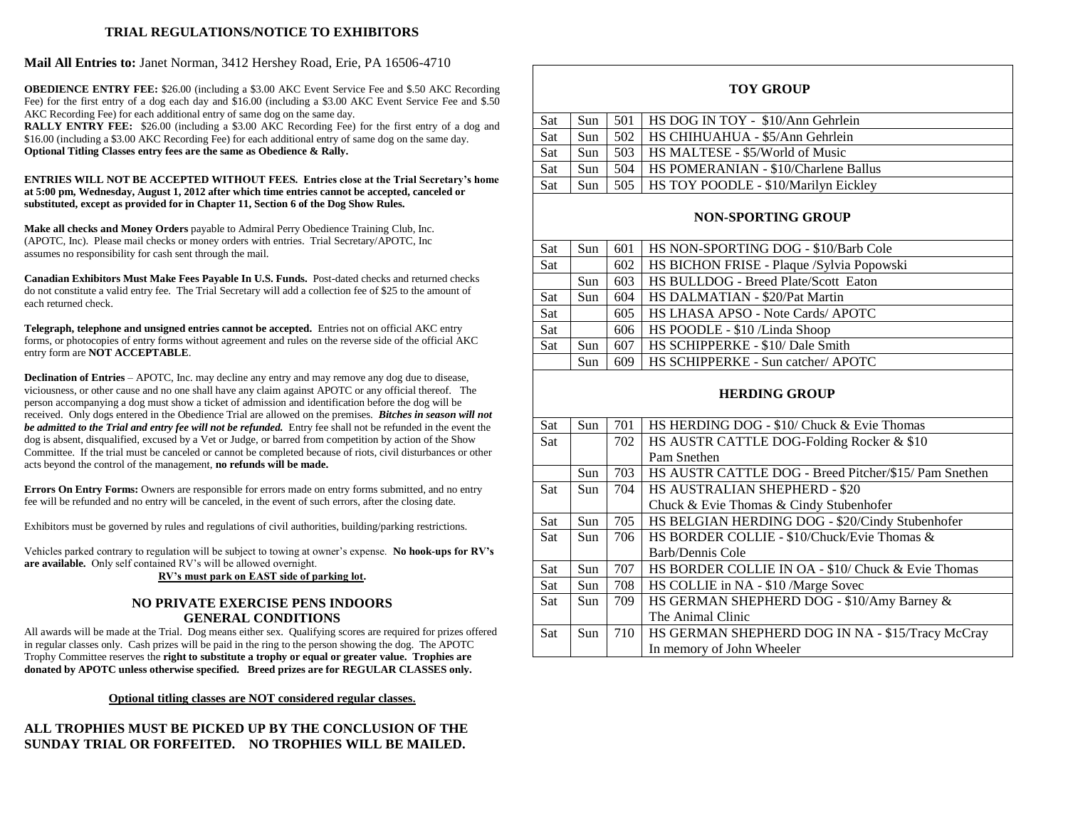## TRIAL REGULATIONS/NOTICE TO EXHIBITORS

**Mail All Entries to:** Janet Norman, 3412 Hershey Road, Erie, PA 16506-4710

**OBEDIENCE ENTRY FEE:** $26.00 (including a $3.00 AKC Event Service Fee and $.50 AKC Recording Fee) for the first entry of a dog each day and $16.00 (including a $3.00 AKC Event Service Fee and $.50 AKC Recording Fee) for each additional entry of same dog on the same day.
**RALLY ENTRY FEE:** $26.00 (including a $3.00 AKC Recording Fee) for the first entry of a dog and $16.00 (including a $3.00 AKC Recording Fee) for each additional entry of same dog on the same day.
**Optional Titling Classes entry fees are the same as Obedience & Rally.**

**ENTRIES WILL NOT BE ACCEPTED WITHOUT FEES. Entries close at the Trial Secretary's home at 5:00 pm, Wednesday, August 1, 2012 after which time entries cannot be accepted, canceled or substituted, except as provided for in Chapter 11, Section 6 of the Dog Show Rules.**

**Make all checks and Money Orders** payable to Admiral Perry Obedience Training Club, Inc. (APOTC, Inc). Please mail checks or money orders with entries. Trial Secretary/APOTC, Inc assumes no responsibility for cash sent through the mail.

**Canadian Exhibitors Must Make Fees Payable In U.S. Funds.** Post-dated checks and returned checks do not constitute a valid entry fee. The Trial Secretary will add a collection fee of $25 to the amount of each returned check.

**Telegraph, telephone and unsigned entries cannot be accepted.** Entries not on official AKC entry forms, or photocopies of entry forms without agreement and rules on the reverse side of the official AKC entry form are **NOT ACCEPTABLE**.

**Declination of Entries** – APOTC, Inc. may decline any entry and may remove any dog due to disease, viciousness, or other cause and no one shall have any claim against APOTC or any official thereof. The person accompanying a dog must show a ticket of admission and identification before the dog will be received. Only dogs entered in the Obedience Trial are allowed on the premises. ***Bitches in season will not be admitted to the Trial and entry fee will not be refunded.*** Entry fee shall not be refunded in the event the dog is absent, disqualified, excused by a Vet or Judge, or barred from competition by action of the Show Committee. If the trial must be canceled or cannot be completed because of riots, civil disturbances or other acts beyond the control of the management, **no refunds will be made.**

**Errors On Entry Forms:** Owners are responsible for errors made on entry forms submitted, and no entry fee will be refunded and no entry will be canceled, in the event of such errors, after the closing date.

Exhibitors must be governed by rules and regulations of civil authorities, building/parking restrictions.

Vehicles parked contrary to regulation will be subject to towing at owner's expense. **No hook-ups for RV's are available.** Only self contained RV's will be allowed overnight.
**RV's must park on EAST side of parking lot.**

### NO PRIVATE EXERCISE PENS INDOORS
### GENERAL CONDITIONS

All awards will be made at the Trial. Dog means either sex. Qualifying scores are required for prizes offered in regular classes only. Cash prizes will be paid in the ring to the person showing the dog. The APOTC Trophy Committee reserves the **right to substitute a trophy or equal or greater value. Trophies are donated by APOTC unless otherwise specified. Breed prizes are for REGULAR CLASSES only.**

**Optional titling classes are NOT considered regular classes.**

**ALL TROPHIES MUST BE PICKED UP BY THE CONCLUSION OF THE SUNDAY TRIAL OR FORFEITED. NO TROPHIES WILL BE MAILED.**

| | | | **TOY GROUP** |
|---|---|---|---|
| Sat | Sun | 501 | HS DOG IN TOY - $10/Ann Gehrlein |
| Sat | Sun | 502 | HS CHIHUAHUA - $5/Ann Gehrlein |
| Sat | Sun | 503 | HS MALTESE - $5/World of Music |
| Sat | Sun | 504 | HS POMERANIAN - $10/Charlene Ballus |
| Sat | Sun | 505 | HS TOY POODLE - $10/Marilyn Eickley |
| | | | **NON-SPORTING GROUP** |
| Sat | Sun | 601 | HS NON-SPORTING DOG - $10/Barb Cole |
| Sat | | 602 | HS BICHON FRISE - Plaque /Sylvia Popowski |
| | Sun | 603 | HS BULLDOG - Breed Plate/Scott Eaton |
| Sat | Sun | 604 | HS DALMATIAN - $20/Pat Martin |
| Sat | | 605 | HS LHASA APSO - Note Cards/ APOTC |
| Sat | | 606 | HS POODLE - $10 /Linda Shoop |
| Sat | Sun | 607 | HS SCHIPPERKE - $10/ Dale Smith |
| | Sun | 609 | HS SCHIPPERKE - Sun catcher/ APOTC |
| | | | **HERDING GROUP** |
| Sat | Sun | 701 | HS HERDING DOG - $10/ Chuck & Evie Thomas |
| Sat | | 702 | HS AUSTR CATTLE DOG-Folding Rocker & $10 Pam Snethen |
| | Sun | 703 | HS AUSTR CATTLE DOG - Breed Pitcher/$15/ Pam Snethen |
| Sat | Sun | 704 | HS AUSTRALIAN SHEPHERD - $20 Chuck & Evie Thomas & Cindy Stubenhofer |
| Sat | Sun | 705 | HS BELGIAN HERDING DOG - $20/Cindy Stubenhofer |
| Sat | Sun | 706 | HS BORDER COLLIE - $10/Chuck/Evie Thomas & Barb/Dennis Cole |
| Sat | Sun | 707 | HS BORDER COLLIE IN OA - $10/ Chuck & Evie Thomas |
| Sat | Sun | 708 | HS COLLIE in NA - $10 /Marge Sovec |
| Sat | Sun | 709 | HS GERMAN SHEPHERD DOG - $10/Amy Barney & The Animal Clinic |
| Sat | Sun | 710 | HS GERMAN SHEPHERD DOG IN NA - $15/Tracy McCray In memory of John Wheeler |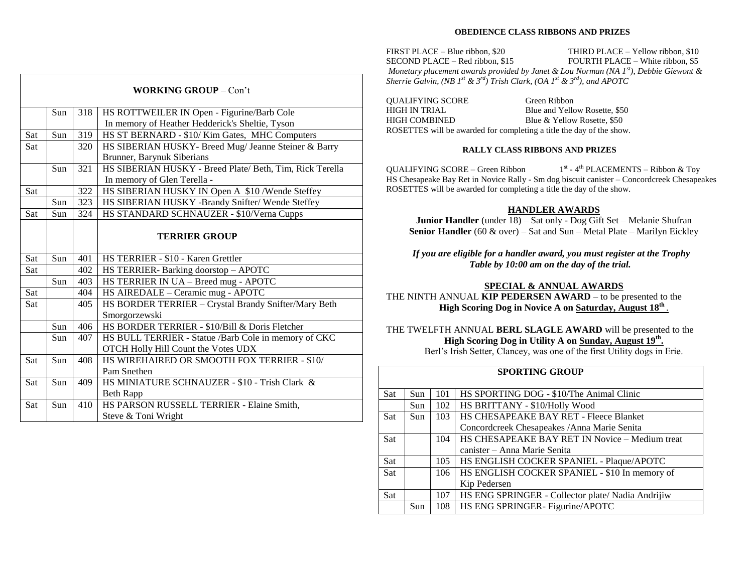| WORKING GROUP – Con't | | | |
|---|---|---|---|
| | Sun | 318 | HS ROTTWEILER IN Open - Figurine/Barb Cole In memory of Heather Hedderick's Sheltie, Tyson |
| Sat | Sun | 319 | HS ST BERNARD - $10/ Kim Gates, MHC Computers |
| Sat | | 320 | HS SIBERIAN HUSKY- Breed Mug/ Jeanne Steiner & Barry Brunner, Barynuk Siberians |
| | Sun | 321 | HS SIBERIAN HUSKY - Breed Plate/ Beth, Tim, Rick Terella In memory of Glen Terella - |
| Sat | | 322 | HS SIBERIAN HUSKY IN Open A $10 /Wende Steffey |
| | Sun | 323 | HS SIBERIAN HUSKY -Brandy Snifter/ Wende Steffey |
| Sat | Sun | 324 | HS STANDARD SCHNAUZER - $10/Verna Cupps |
| | | | **TERRIER GROUP** |
| Sat | Sun | 401 | HS TERRIER - $10 - Karen Grettler |
| Sat | | 402 | HS TERRIER- Barking doorstop – APOTC |
| | Sun | 403 | HS TERRIER IN UA – Breed mug - APOTC |
| Sat | | 404 | HS AIREDALE – Ceramic mug - APOTC |
| Sat | | 405 | HS BORDER TERRIER – Crystal Brandy Snifter/Mary Beth Smorgorzewski |
| | Sun | 406 | HS BORDER TERRIER - $10/Bill & Doris Fletcher |
| | Sun | 407 | HS BULL TERRIER - Statue /Barb Cole in memory of CKC OTCH Holly Hill Count the Votes UDX |
| Sat | Sun | 408 | HS WIREHAIRED OR SMOOTH FOX TERRIER - $10/ Pam Snethen |
| Sat | Sun | 409 | HS MINIATURE SCHNAUZER - $10 - Trish Clark & Beth Rapp |
| Sat | Sun | 410 | HS PARSON RUSSELL TERRIER - Elaine Smith, Steve & Toni Wright |

**OBEDIENCE CLASS RIBBONS AND PRIZES**

FIRST PLACE – Blue ribbon, $20 THIRD PLACE – Yellow ribbon, $10
SECOND PLACE – Red ribbon, $15 FOURTH PLACE – White ribbon, $5

*Monetary placement awards provided by Janet & Lou Norman (NA 1st), Debbie Giewont & Sherrie Galvin, (NB 1st & 3rd) Trish Clark, (OA 1st & 3rd), and APOTC*

QUALIFYING SCORE Green Ribbon
HIGH IN TRIAL Blue and Yellow Rosette, $50
HIGH COMBINED Blue & Yellow Rosette, $50
ROSETTES will be awarded for completing a title the day of the show.

**RALLY CLASS RIBBONS AND PRIZES**

QUALIFYING SCORE – Green Ribbon 1st - 4th PLACEMENTS – Ribbon & Toy
HS Chesapeake Bay Ret in Novice Rally - Sm dog biscuit canister – Concordcreek Chesapeakes
ROSETTES will be awarded for completing a title the day of the show.

**HANDLER AWARDS**

**Junior Handler** (under 18) – Sat only - Dog Gift Set – Melanie Shufran
**Senior Handler** (60 & over) – Sat and Sun – Metal Plate – Marilyn Eickley

***If you are eligible for a handler award, you must register at the Trophy Table by 10:00 am on the day of the trial.***

**SPECIAL & ANNUAL AWARDS**

THE NINTH ANNUAL **KIP PEDERSEN AWARD** – to be presented to the **High Scoring Dog in Novice A on Saturday, August 18th**.

THE TWELFTH ANNUAL **BERL SLAGLE AWARD** will be presented to the **High Scoring Dog in Utility A on Sunday, August 19th.**
Berl's Irish Setter, Clancey, was one of the first Utility dogs in Erie.

| SPORTING GROUP | | | |
|---|---|---|---|
| Sat | Sun | 101 | HS SPORTING DOG - $10/The Animal Clinic |
| | Sun | 102 | HS BRITTANY - $10/Holly Wood |
| Sat | Sun | 103 | HS CHESAPEAKE BAY RET - Fleece Blanket Concordcreek Chesapeakes /Anna Marie Senita |
| Sat | | 104 | HS CHESAPEAKE BAY RET IN Novice – Medium treat canister – Anna Marie Senita |
| Sat | | 105 | HS ENGLISH COCKER SPANIEL - Plaque/APOTC |
| Sat | | 106 | HS ENGLISH COCKER SPANIEL - $10 In memory of Kip Pedersen |
| Sat | | 107 | HS ENG SPRINGER - Collector plate/ Nadia Andrijiw |
| | Sun | 108 | HS ENG SPRINGER- Figurine/APOTC |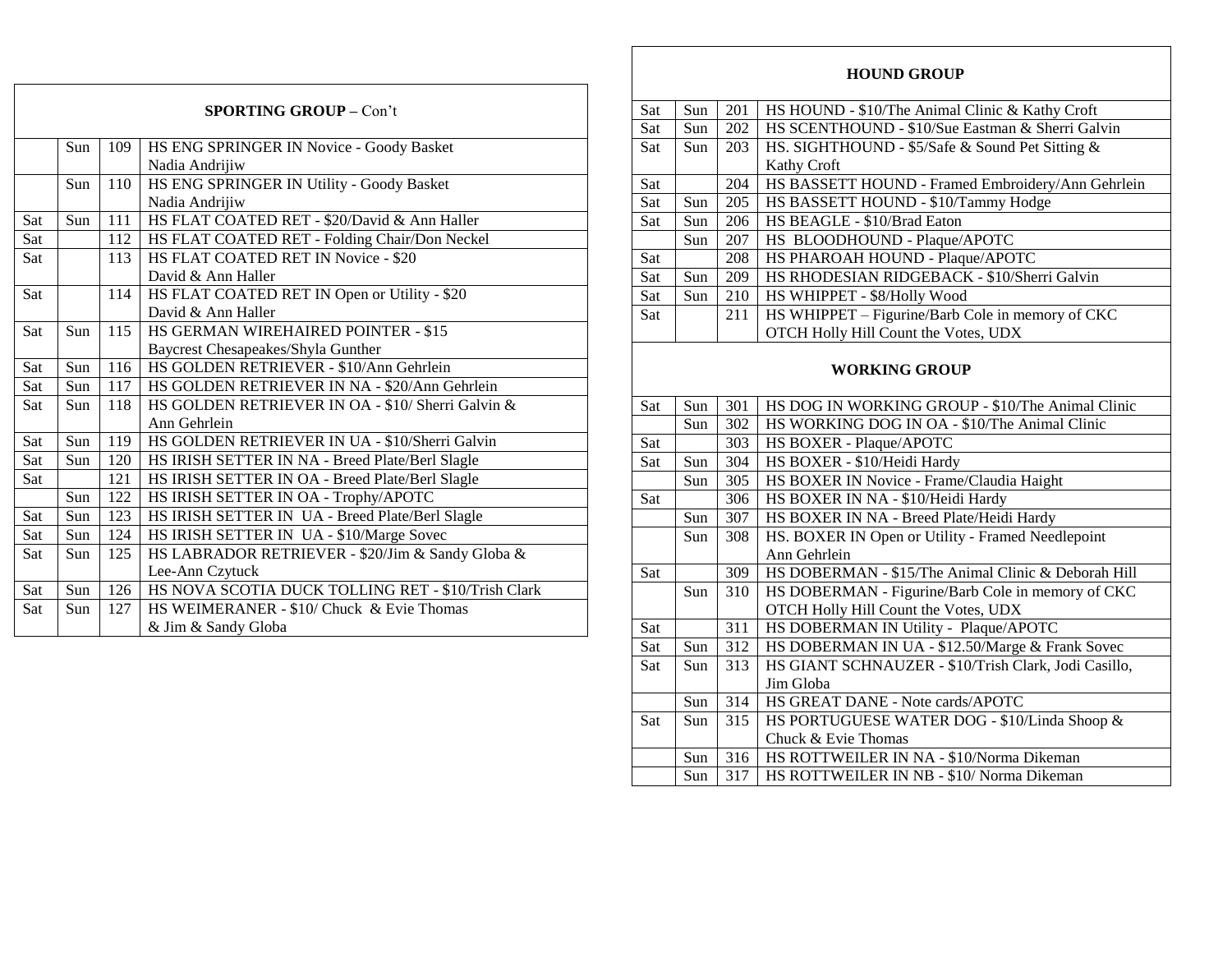| SPORTING GROUP – Con't | | | |
|---|---|---|---|
| | Sun | 109 | HS ENG SPRINGER IN Novice - Goody Basket Nadia Andrijiw |
| | Sun | 110 | HS ENG SPRINGER IN Utility - Goody Basket Nadia Andrijiw |
| Sat | Sun | 111 | HS FLAT COATED RET - $20/David & Ann Haller |
| Sat | | 112 | HS FLAT COATED RET - Folding Chair/Don Neckel |
| Sat | | 113 | HS FLAT COATED RET IN Novice - $20 David & Ann Haller |
| Sat | | 114 | HS FLAT COATED RET IN Open or Utility - $20 David & Ann Haller |
| Sat | Sun | 115 | HS GERMAN WIREHAIRED POINTER - $15 Baycrest Chesapeakes/Shyla Gunther |
| Sat | Sun | 116 | HS GOLDEN RETRIEVER - $10/Ann Gehrlein |
| Sat | Sun | 117 | HS GOLDEN RETRIEVER IN NA - $20/Ann Gehrlein |
| Sat | Sun | 118 | HS GOLDEN RETRIEVER IN OA - $10/ Sherri Galvin & Ann Gehrlein |
| Sat | Sun | 119 | HS GOLDEN RETRIEVER IN UA - $10/Sherri Galvin |
| Sat | Sun | 120 | HS IRISH SETTER IN NA - Breed Plate/Berl Slagle |
| Sat | | 121 | HS IRISH SETTER IN OA - Breed Plate/Berl Slagle |
| | Sun | 122 | HS IRISH SETTER IN OA - Trophy/APOTC |
| Sat | Sun | 123 | HS IRISH SETTER IN UA - Breed Plate/Berl Slagle |
| Sat | Sun | 124 | HS IRISH SETTER IN UA - $10/Marge Sovec |
| Sat | Sun | 125 | HS LABRADOR RETRIEVER - $20/Jim & Sandy Globa & Lee-Ann Czytuck |
| Sat | Sun | 126 | HS NOVA SCOTIA DUCK TOLLING RET - $10/Trish Clark |
| Sat | Sun | 127 | HS WEIMERANER - $10/ Chuck & Evie Thomas & Jim & Sandy Globa |

| HOUND GROUP | | | |
|---|---|---|---|
| Sat | Sun | 201 | HS HOUND - $10/The Animal Clinic & Kathy Croft |
| Sat | Sun | 202 | HS SCENTHOUND - $10/Sue Eastman & Sherri Galvin |
| Sat | Sun | 203 | HS. SIGHTHOUND - $5/Safe & Sound Pet Sitting & Kathy Croft |
| Sat | | 204 | HS BASSETT HOUND - Framed Embroidery/Ann Gehrlein |
| Sat | Sun | 205 | HS BASSETT HOUND - $10/Tammy Hodge |
| Sat | Sun | 206 | HS BEAGLE - $10/Brad Eaton |
| | Sun | 207 | HS BLOODHOUND - Plaque/APOTC |
| Sat | | 208 | HS PHAROAH HOUND - Plaque/APOTC |
| Sat | Sun | 209 | HS RHODESIAN RIDGEBACK - $10/Sherri Galvin |
| Sat | Sun | 210 | HS WHIPPET - $8/Holly Wood |
| Sat | | 211 | HS WHIPPET – Figurine/Barb Cole in memory of CKC OTCH Holly Hill Count the Votes, UDX |
| **WORKING GROUP** | | | |
| Sat | Sun | 301 | HS DOG IN WORKING GROUP - $10/The Animal Clinic |
| | Sun | 302 | HS WORKING DOG IN OA - $10/The Animal Clinic |
| Sat | | 303 | HS BOXER - Plaque/APOTC |
| Sat | Sun | 304 | HS BOXER - $10/Heidi Hardy |
| | Sun | 305 | HS BOXER IN Novice - Frame/Claudia Haight |
| Sat | | 306 | HS BOXER IN NA - $10/Heidi Hardy |
| | Sun | 307 | HS BOXER IN NA - Breed Plate/Heidi Hardy |
| | Sun | 308 | HS. BOXER IN Open or Utility - Framed Needlepoint Ann Gehrlein |
| Sat | | 309 | HS DOBERMAN - $15/The Animal Clinic & Deborah Hill |
| | Sun | 310 | HS DOBERMAN - Figurine/Barb Cole in memory of CKC OTCH Holly Hill Count the Votes, UDX |
| Sat | | 311 | HS DOBERMAN IN Utility - Plaque/APOTC |
| Sat | Sun | 312 | HS DOBERMAN IN UA - $12.50/Marge & Frank Sovec |
| Sat | Sun | 313 | HS GIANT SCHNAUZER - $10/Trish Clark, Jodi Casillo, Jim Globa |
| | Sun | 314 | HS GREAT DANE - Note cards/APOTC |
| Sat | Sun | 315 | HS PORTUGUESE WATER DOG - $10/Linda Shoop & Chuck & Evie Thomas |
| | Sun | 316 | HS ROTTWEILER IN NA - $10/Norma Dikeman |
| | Sun | 317 | HS ROTTWEILER IN NB - $10/ Norma Dikeman |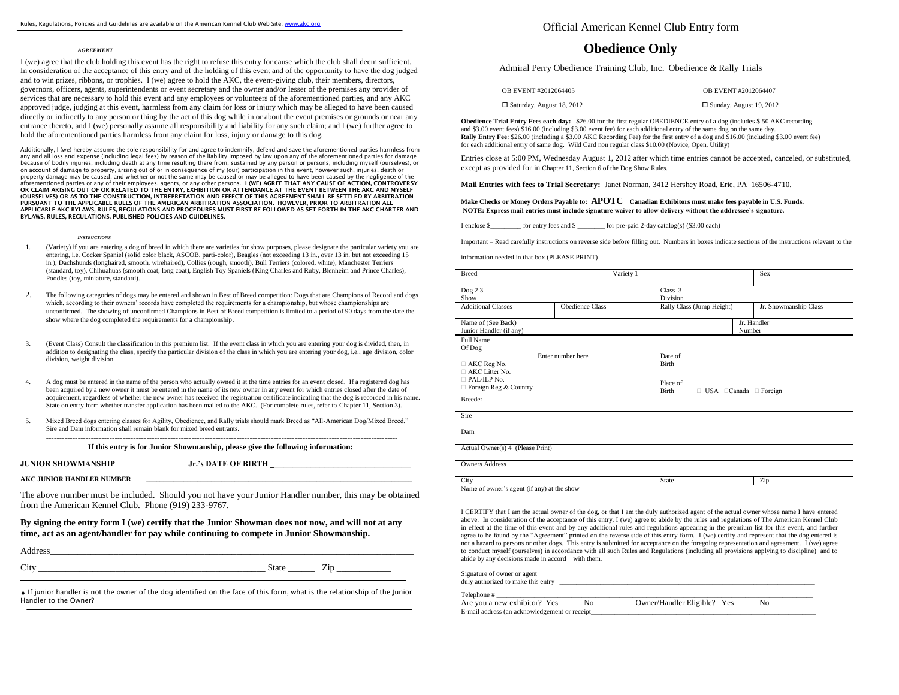Rules, Regulations, Policies and Guidelines are available on the American Kennel Club Web Site: www.akc.org

***AGREEMENT***

I (we) agree that the club holding this event has the right to refuse this entry for cause which the club shall deem sufficient. In consideration of the acceptance of this entry and of the holding of this event and of the opportunity to have the dog judged and to win prizes, ribbons, or trophies. I (we) agree to hold the AKC, the event-giving club, their members, directors, governors, officers, agents, superintendents or event secretary and the owner and/or lesser of the premises any provider of services that are necessary to hold this event and any employees or volunteers of the aforementioned parties, and any AKC approved judge, judging at this event, harmless from any claim for loss or injury which may be alleged to have been caused directly or indirectly to any person or thing by the act of this dog while in or about the event premises or grounds or near any entrance thereto, and I (we) personally assume all responsibility and liability for any such claim; and I (we) further agree to hold the aforementioned parties harmless from any claim for loss, injury or damage to this dog.

Additionally, I (we) hereby assume the sole responsibility for and agree to indemnify, defend and save the aforementioned parties harmless from any and all loss and expense (including legal fees) by reason of the liability imposed by law upon any of the aforementioned parties for damage because of bodily injuries, including death at any time resulting there from, sustained by any person or persons, including myself (ourselves), or on account of damage to property, arising out of or in consequence of my (our) participation in this event, however such, injuries, death or property damage may be caused, and whether or not the same may be caused or may be alleged to have been caused by the negligence of the aforementioned parties or any of their employees, agents, or any other persons. **I (WE) AGREE THAT ANY CAUSE OF ACTION, CONTROVERSY OR CLAIM ARISING OUT OF OR RELATED TO THE ENTRY, EXHIBITION OR ATTENDANCE AT THE EVENT BETWEEN THE AKC AND MYSELF (OURSELVES) OR AS TO THE CONSTRUCTION, INTREPRETATION AND EFFECT OF THIS AGREEMENT SHALL BE SETTLED BY ARBITRATION PURSUANT TO THE APPLICABLE RULES OF THE AMERICAN ARBITRATION ASSOCIATION. HOWEVER, PRIOR TO ARBITRATION ALL APPLICABLE AKC BYLAWS, RULES, REGULATIONS AND PROCEDURES MUST FIRST BE FOLLOWED AS SET FORTH IN THE AKC CHARTER AND BYLAWS, RULES, REGULATIONS, PUBLISHED POLICIES AND GUIDELINES.**

***INSTRUCTIONS***

1. (Variety) if you are entering a dog of breed in which there are varieties for show purposes, please designate the particular variety you are entering, i.e. Cocker Spaniel (solid color black, ASCOB, parti-color), Beagles (not exceeding 13 in., over 13 in. but not exceeding 15 in.), Dachshunds (longhaired, smooth, wirehaired), Collies (rough, smooth), Bull Terriers (colored, white), Manchester Terriers (standard, toy), Chihuahuas (smooth coat, long coat), English Toy Spaniels (King Charles and Ruby, Blenheim and Prince Charles), Poodles (toy, miniature, standard).
2. The following categories of dogs may be entered and shown in Best of Breed competition: Dogs that are Champions of Record and dogs which, according to their owners' records have completed the requirements for a championship, but whose championships are unconfirmed. The showing of unconfirmed Champions in Best of Breed competition is limited to a period of 90 days from the date the show where the dog completed the requirements for a championship.
3. (Event Class) Consult the classification in this premium list. If the event class in which you are entering your dog is divided, then, in addition to designating the class, specify the particular division of the class in which you are entering your dog, i.e., age division, color division, weight division.
4. A dog must be entered in the name of the person who actually owned it at the time entries for an event closed. If a registered dog has been acquired by a new owner it must be entered in the name of its new owner in any event for which entries closed after the date of acquirement, regardless of whether the new owner has received the registration certificate indicating that the dog is recorded in his name. State on entry form whether transfer application has been mailed to the AKC. (For complete rules, refer to Chapter 11, Section 3).
5. Mixed Breed dogs entering classes for Agility, Obedience, and Rally trials should mark Breed as "All-American Dog/Mixed Breed." Sire and Dam information shall remain blank for mixed breed entrants.

**If this entry is for Junior Showmanship, please give the following information:**

**JUNIOR SHOWMANSHIP** **Jr.'s DATE OF BIRTH** ____________________

**AKC JUNIOR HANDLER NUMBER** ____________________

The above number must be included. Should you not have your Junior Handler number, this may be obtained from the American Kennel Club. Phone (919) 233-9767.

**By signing the entry form I (we) certify that the Junior Showman does not now, and will not at any time, act as an agent/handler for pay while continuing to compete in Junior Showmanship.**

Address____________________

City ____________________ State ______ Zip ____________

♦ If junior handler is not the owner of the dog identified on the face of this form, what is the relationship of the Junior Handler to the Owner?

---

Official American Kennel Club Entry form

# Obedience Only

Admiral Perry Obedience Training Club, Inc. Obedience & Rally Trials

| OB EVENT #2012064405 | OB EVENT #2012064407 |
|---|---|
| ☐ Saturday, August 18, 2012 | ☐ Sunday, August 19, 2012 |

**Obedience Trial Entry Fees each day:** $26.00 for the first regular OBEDIENCE entry of a dog (includes $.50 AKC recording and $3.00 event fees) $16.00 (including $3.00 event fee) for each additional entry of the same dog on the same day.
**Rally Entry Fee**: $26.00 (including a $3.00 AKC Recording Fee) for the first entry of a dog and $16.00 (including $3.00 event fee) for each additional entry of same dog. Wild Card non regular class $10.00 (Novice, Open, Utility)

Entries close at 5:00 PM, Wednesday August 1, 2012 after which time entries cannot be accepted, canceled, or substituted, except as provided for in Chapter 11, Section 6 of the Dog Show Rules.

**Mail Entries with fees to Trial Secretary:** Janet Norman, 3412 Hershey Road, Erie, PA 16506-4710.

**Make Checks or Money Orders Payable to: APOTC Canadian Exhibitors must make fees payable in U.S. Funds.**
**NOTE: Express mail entries must include signature waiver to allow delivery without the addressee's signature.**

I enclose $_________ for entry fees and $ ________ for pre-paid 2-day catalog(s) ($3.00 each)

Important – Read carefully instructions on reverse side before filling out. Numbers in boxes indicate sections of the instructions relevant to the information needed in that box (PLEASE PRINT)

| | | | | |
|---|---|---|---|---|
| Breed | | Variety 1 | | Sex |
| Dog 2 3 Show | | | Class 3 Division | |
| Additional Classes | Obedience Class | | Rally Class (Jump Height) | Jr. Showmanship Class |
| Name of (See Back) Junior Handler (if any) | | | | Jr. Handler Number |
| Full Name Of Dog | | | | |
| Enter number here ☐ AKC Reg No. ☐ AKC Litter No. ☐ PAL/ILP No. ☐ Foreign Reg & Country | | | Date of Birth | |
| | | | Place of Birth ☐ USA ☐Canada ☐ Foreign | |
| Breeder | | | | |
| Sire | | | | |
| Dam | | | | |
| Actual Owner(s) 4 (Please Print) | | | | |
| Owners Address | | | | |
| City | | | State | Zip |
| Name of owner's agent (if any) at the show | | | | |

I CERTIFY that I am the actual owner of the dog, or that I am the duly authorized agent of the actual owner whose name I have entered above. In consideration of the acceptance of this entry, I (we) agree to abide by the rules and regulations of The American Kennel Club in effect at the time of this event and by any additional rules and regulations appearing in the premium list for this event, and further agree to be found by the "Agreement" printed on the reverse side of this entry form. I (we) certify and represent that the dog entered is not a hazard to persons or other dogs. This entry is submitted for acceptance on the foregoing representation and agreement. I (we) agree to conduct myself (ourselves) in accordance with all such Rules and Regulations (including all provisions applying to discipline) and to abide by any decisions made in accord with them.

Signature of owner or agent duly authorized to make this entry ____________________

Telephone # ____________________

Are you a new exhibitor? Yes______ No______ Owner/Handler Eligible? Yes______ No______

E-mail address (an acknowledgement or receipt____________________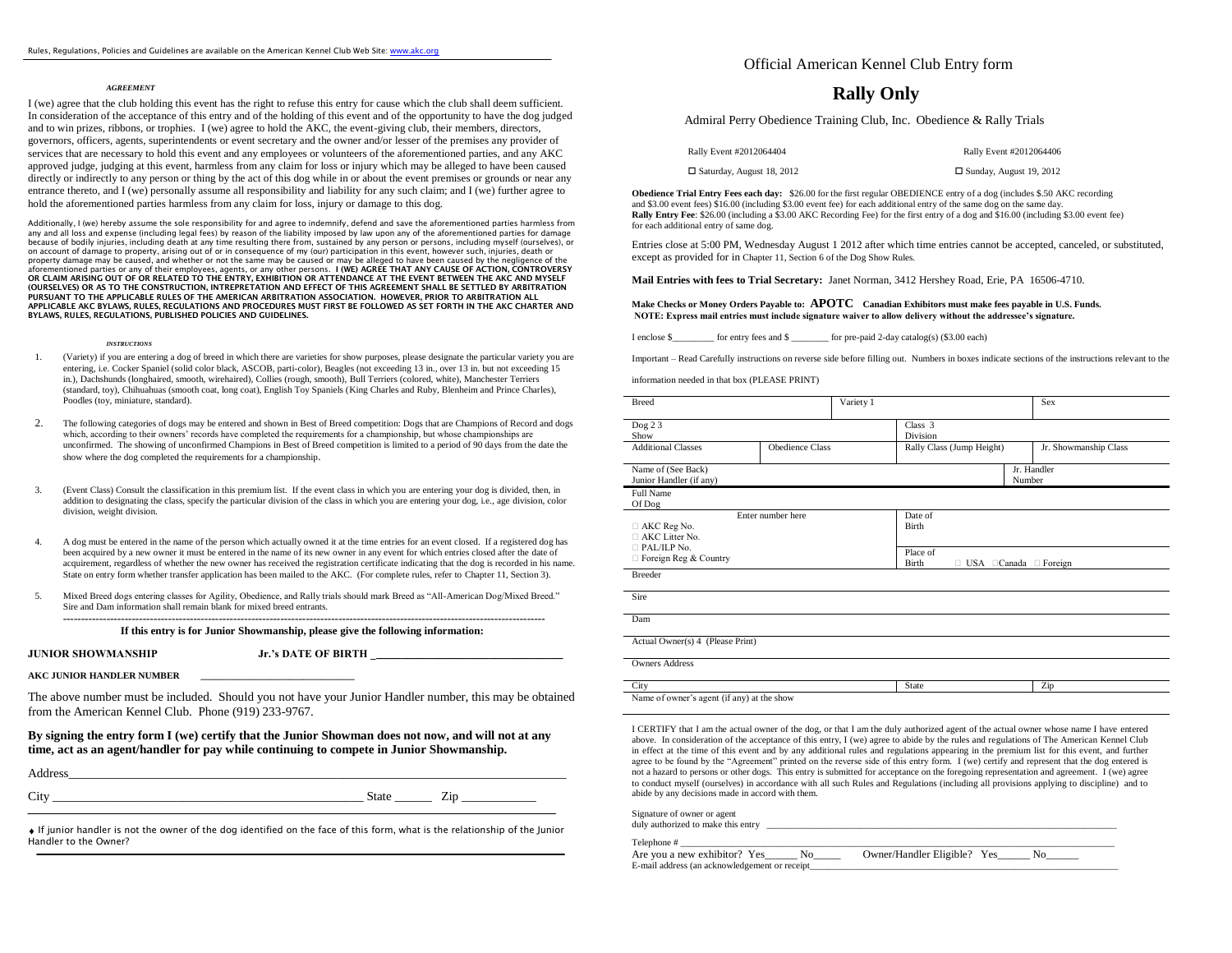Rules, Regulations, Policies and Guidelines are available on the American Kennel Club Web Site: www.akc.org

***AGREEMENT***

I (we) agree that the club holding this event has the right to refuse this entry for cause which the club shall deem sufficient. In consideration of the acceptance of this entry and of the holding of this event and of the opportunity to have the dog judged and to win prizes, ribbons, or trophies. I (we) agree to hold the AKC, the event-giving club, their members, directors, governors, officers, agents, superintendents or event secretary and the owner and/or lesser of the premises any provider of services that are necessary to hold this event and any employees or volunteers of the aforementioned parties, and any AKC approved judge, judging at this event, harmless from any claim for loss or injury which may be alleged to have been caused directly or indirectly to any person or thing by the act of this dog while in or about the event premises or grounds or near any entrance thereto, and I (we) personally assume all responsibility and liability for any such claim; and I (we) further agree to hold the aforementioned parties harmless from any claim for loss, injury or damage to this dog.

Additionally, I (we) hereby assume the sole responsibility for and agree to indemnify, defend and save the aforementioned parties harmless from any and all loss and expense (including legal fees) by reason of the liability imposed by law upon any of the aforementioned parties for damage because of bodily injuries, including death at any time resulting there from, sustained by any person or persons, including myself (ourselves), or on account of damage to property, arising out of or in consequence of my (our) participation in this event, however such, injuries, death or property damage may be caused, and whether or not the same may be caused or may be alleged to have been caused by the negligence of the aforementioned parties or any of their employees, agents, or any other persons. **I (WE) AGREE THAT ANY CAUSE OF ACTION, CONTROVERSY OR CLAIM ARISING OUT OF OR RELATED TO THE ENTRY, EXHIBITION OR ATTENDANCE AT THE EVENT BETWEEN THE AKC AND MYSELF (OURSELVES) OR AS TO THE CONSTRUCTION, INTREPRETATION AND EFFECT OF THIS AGREEMENT SHALL BE SETTLED BY ARBITRATION PURSUANT TO THE APPLICABLE RULES OF THE AMERICAN ARBITRATION ASSOCIATION. HOWEVER, PRIOR TO ARBITRATION ALL APPLICABLE AKC BYLAWS, RULES, REGULATIONS AND PROCEDURES MUST FIRST BE FOLLOWED AS SET FORTH IN THE AKC CHARTER AND BYLAWS, RULES, REGULATIONS, PUBLISHED POLICIES AND GUIDELINES.**

***INSTRUCTIONS***

1. (Variety) if you are entering a dog of breed in which there are varieties for show purposes, please designate the particular variety you are entering, i.e. Cocker Spaniel (solid color black, ASCOB, parti-color), Beagles (not exceeding 13 in., over 13 in. but not exceeding 15 in.), Dachshunds (longhaired, smooth, wirehaired), Collies (rough, smooth), Bull Terriers (colored, white), Manchester Terriers (standard, toy), Chihuahuas (smooth coat, long coat), English Toy Spaniels (King Charles and Ruby, Blenheim and Prince Charles), Poodles (toy, miniature, standard).
2. The following categories of dogs may be entered and shown in Best of Breed competition: Dogs that are Champions of Record and dogs which, according to their owners' records have completed the requirements for a championship, but whose championships are unconfirmed. The showing of unconfirmed Champions in Best of Breed competition is limited to a period of 90 days from the date the show where the dog completed the requirements for a championship.
3. (Event Class) Consult the classification in this premium list. If the event class in which you are entering your dog is divided, then, in addition to designating the class, specify the particular division of the class in which you are entering your dog, i.e., age division, color division, weight division.
4. A dog must be entered in the name of the person which actually owned it at the time entries for an event closed. If a registered dog has been acquired by a new owner it must be entered in the name of its new owner in any event for which entries closed after the date of acquirement, regardless of whether the new owner has received the registration certificate indicating that the dog is recorded in his name. State on entry form whether transfer application has been mailed to the AKC. (For complete rules, refer to Chapter 11, Section 3).
5. Mixed Breed dogs entering classes for Agility, Obedience, and Rally trials should mark Breed as "All-American Dog/Mixed Breed." Sire and Dam information shall remain blank for mixed breed entrants.

---

**If this entry is for Junior Showmanship, please give the following information:**

**JUNIOR SHOWMANSHIP** **Jr.'s DATE OF BIRTH** ________________________________

**AKC JUNIOR HANDLER NUMBER** ____________________________

The above number must be included. Should you not have your Junior Handler number, this may be obtained from the American Kennel Club. Phone (919) 233-9767.

**By signing the entry form I (we) certify that the Junior Showman does not now, and will not at any time, act as an agent/handler for pay while continuing to compete in Junior Showmanship.**

Address______________________________________________________________________________

City _______________________________________________ State ______ Zip ___________

♦ If junior handler is not the owner of the dog identified on the face of this form, what is the relationship of the Junior Handler to the Owner?

---

Official American Kennel Club Entry form

# Rally Only

Admiral Perry Obedience Training Club, Inc. Obedience & Rally Trials

| | |
|---|---|
| Rally Event #2012064404 | Rally Event #2012064406 |
| ☐ Saturday, August 18, 2012 | ☐ Sunday, August 19, 2012 |

**Obedience Trial Entry Fees each day:** $26.00 for the first regular OBEDIENCE entry of a dog (includes $.50 AKC recording and $3.00 event fees) $16.00 (including $3.00 event fee) for each additional entry of the same dog on the same day.
**Rally Entry Fee**: $26.00 (including a $3.00 AKC Recording Fee) for the first entry of a dog and $16.00 (including $3.00 event fee) for each additional entry of same dog.

Entries close at 5:00 PM, Wednesday August 1 2012 after which time entries cannot be accepted, canceled, or substituted, except as provided for in Chapter 11, Section 6 of the Dog Show Rules.

**Mail Entries with fees to Trial Secretary:** Janet Norman, 3412 Hershey Road, Erie, PA 16506-4710.

**Make Checks or Money Orders Payable to: APOTC Canadian Exhibitors must make fees payable in U.S. Funds.**
**NOTE: Express mail entries must include signature waiver to allow delivery without the addressee's signature.**

I enclose $_________ for entry fees and $ ________ for pre-paid 2-day catalog(s) ($3.00 each)

Important – Read Carefully instructions on reverse side before filling out. Numbers in boxes indicate sections of the instructions relevant to the information needed in that box (PLEASE PRINT)

| | | | |
|---|---|---|---|
| Breed | Variety 1 | | Sex |
| Dog 2 3 Show | | Class 3 Division | |
| Additional Classes | Obedience Class | Rally Class (Jump Height) | Jr. Showmanship Class |
| Name of (See Back) Junior Handler (if any) | | | Jr. Handler Number |
| Full Name Of Dog | | | |
| Enter number here<br>☐ AKC Reg No.<br>☐ AKC Litter No.<br>☐ PAL/ILP No.<br>☐ Foreign Reg & Country | | Date of Birth<br><br>Place of Birth ☐ USA ☐Canada ☐ Foreign | |
| Breeder | | | |
| Sire | | | |
| Dam | | | |
| Actual Owner(s) 4 (Please Print) | | | |
| Owners Address | | | |
| City | | State | Zip |
| Name of owner's agent (if any) at the show | | | |

I CERTIFY that I am the actual owner of the dog, or that I am the duly authorized agent of the actual owner whose name I have entered above. In consideration of the acceptance of this entry, I (we) agree to abide by the rules and regulations of The American Kennel Club in effect at the time of this event and by any additional rules and regulations appearing in the premium list for this event, and further agree to be found by the "Agreement" printed on the reverse side of this entry form. I (we) certify and represent that the dog entered is not a hazard to persons or other dogs. This entry is submitted for acceptance on the foregoing representation and agreement. I (we) agree to conduct myself (ourselves) in accordance with all such Rules and Regulations (including all provisions applying to discipline) and to abide by any decisions made in accord with them.

Signature of owner or agent
duly authorized to make this entry ______________________________________________________

Telephone # ______________________________________________________________________

Are you a new exhibitor? Yes______ No_____ Owner/Handler Eligible? Yes______ No______
E-mail address (an acknowledgement or receipt_____________________________________________